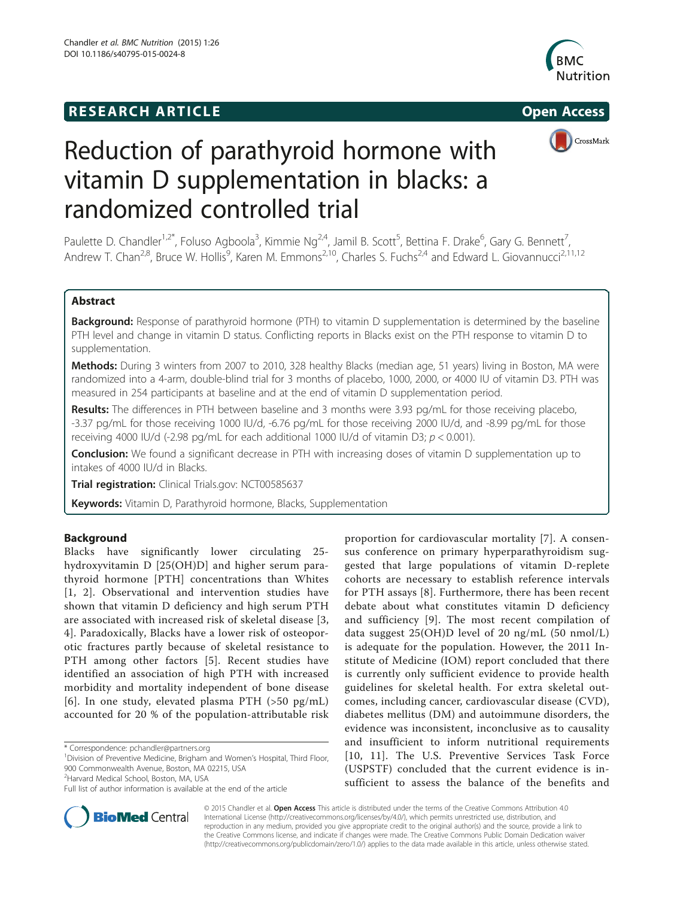# Reduction of parathyroid hormone with vitamin D supplementation in blacks: a randomized controlled trial

**RESEARCH ARTICLE** **Open Access**

Paulette D. Chandler[1,2*], Foluso Agboola[3], Kimmie Ng[2,4], Jamil B. Scott[5], Bettina F. Drake[6], Gary G. Bennett[7], Andrew T. Chan[2,8], Bruce W. Hollis[9], Karen M. Emmons[2,10], Charles S. Fuchs[2,4] and Edward L. Giovannucci[2,11,12]

## Abstract

**Background:** Response of parathyroid hormone (PTH) to vitamin D supplementation is determined by the baseline PTH level and change in vitamin D status. Conflicting reports in Blacks exist on the PTH response to vitamin D to supplementation.

**Methods:** During 3 winters from 2007 to 2010, 328 healthy Blacks (median age, 51 years) living in Boston, MA were randomized into a 4-arm, double-blind trial for 3 months of placebo, 1000, 2000, or 4000 IU of vitamin D3. PTH was measured in 254 participants at baseline and at the end of vitamin D supplementation period.

**Results:** The differences in PTH between baseline and 3 months were 3.93 pg/mL for those receiving placebo, -3.37 pg/mL for those receiving 1000 IU/d, -6.76 pg/mL for those receiving 2000 IU/d, and -8.99 pg/mL for those receiving 4000 IU/d (-2.98 pg/mL for each additional 1000 IU/d of vitamin D3; $p < 0.001$).

**Conclusion:** We found a significant decrease in PTH with increasing doses of vitamin D supplementation up to intakes of 4000 IU/d in Blacks.

**Trial registration:** Clinical Trials.gov: NCT00585637

**Keywords:** Vitamin D, Parathyroid hormone, Blacks, Supplementation

## Background

Blacks have significantly lower circulating 25-hydroxyvitamin D [25(OH)D] and higher serum parathyroid hormone [PTH] concentrations than Whites [1, 2]. Observational and intervention studies have shown that vitamin D deficiency and high serum PTH are associated with increased risk of skeletal disease [3, 4]. Paradoxically, Blacks have a lower risk of osteoporotic fractures partly because of skeletal resistance to PTH among other factors [5]. Recent studies have identified an association of high PTH with increased morbidity and mortality independent of bone disease [6]. In one study, elevated plasma PTH (>50 pg/mL) accounted for 20 % of the population-attributable risk proportion for cardiovascular mortality [7]. A consensus conference on primary hyperparathyroidism suggested that large populations of vitamin D-replete cohorts are necessary to establish reference intervals for PTH assays [8]. Furthermore, there has been recent debate about what constitutes vitamin D deficiency and sufficiency [9]. The most recent compilation of data suggest 25(OH)D level of 20 ng/mL (50 nmol/L) is adequate for the population. However, the 2011 Institute of Medicine (IOM) report concluded that there is currently only sufficient evidence to provide health guidelines for skeletal health. For extra skeletal outcomes, including cancer, cardiovascular disease (CVD), diabetes mellitus (DM) and autoimmune disorders, the evidence was inconsistent, inconclusive as to causality and insufficient to inform nutritional requirements [10, 11]. The U.S. Preventive Services Task Force (USPSTF) concluded that the current evidence is insufficient to assess the balance of the benefits and

\* Correspondence: pchandler@partners.org
[1]Division of Preventive Medicine, Brigham and Women's Hospital, Third Floor, 900 Commonwealth Avenue, Boston, MA 02215, USA
[2]Harvard Medical School, Boston, MA, USA
Full list of author information is available at the end of the article

© 2015 Chandler et al. **Open Access** This article is distributed under the terms of the Creative Commons Attribution 4.0 International License (http://creativecommons.org/licenses/by/4.0/), which permits unrestricted use, distribution, and reproduction in any medium, provided you give appropriate credit to the original author(s) and the source, provide a link to the Creative Commons license, and indicate if changes were made. The Creative Commons Public Domain Dedication waiver (http://creativecommons.org/publicdomain/zero/1.0/) applies to the data made available in this article, unless otherwise stated.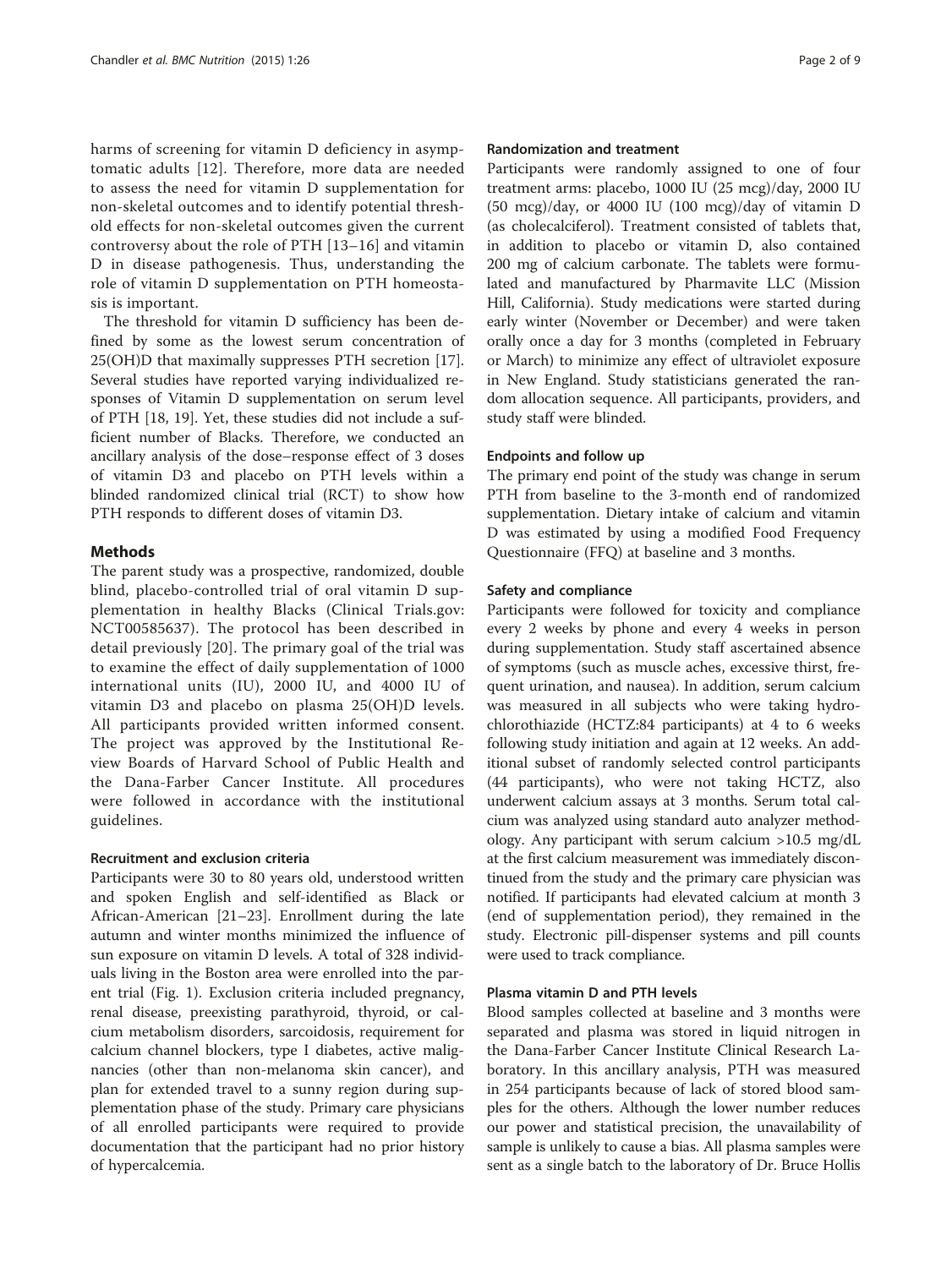harms of screening for vitamin D deficiency in asymptomatic adults [12]. Therefore, more data are needed to assess the need for vitamin D supplementation for non-skeletal outcomes and to identify potential threshold effects for non-skeletal outcomes given the current controversy about the role of PTH [13–16] and vitamin D in disease pathogenesis. Thus, understanding the role of vitamin D supplementation on PTH homeostasis is important.

The threshold for vitamin D sufficiency has been defined by some as the lowest serum concentration of 25(OH)D that maximally suppresses PTH secretion [17]. Several studies have reported varying individualized responses of Vitamin D supplementation on serum level of PTH [18, 19]. Yet, these studies did not include a sufficient number of Blacks. Therefore, we conducted an ancillary analysis of the dose–response effect of 3 doses of vitamin D3 and placebo on PTH levels within a blinded randomized clinical trial (RCT) to show how PTH responds to different doses of vitamin D3.

## Methods

The parent study was a prospective, randomized, double blind, placebo-controlled trial of oral vitamin D supplementation in healthy Blacks (Clinical Trials.gov: NCT00585637). The protocol has been described in detail previously [20]. The primary goal of the trial was to examine the effect of daily supplementation of 1000 international units (IU), 2000 IU, and 4000 IU of vitamin D3 and placebo on plasma 25(OH)D levels. All participants provided written informed consent. The project was approved by the Institutional Review Boards of Harvard School of Public Health and the Dana-Farber Cancer Institute. All procedures were followed in accordance with the institutional guidelines.

### Recruitment and exclusion criteria

Participants were 30 to 80 years old, understood written and spoken English and self-identified as Black or African-American [21–23]. Enrollment during the late autumn and winter months minimized the influence of sun exposure on vitamin D levels. A total of 328 individuals living in the Boston area were enrolled into the parent trial (Fig. 1). Exclusion criteria included pregnancy, renal disease, preexisting parathyroid, thyroid, or calcium metabolism disorders, sarcoidosis, requirement for calcium channel blockers, type I diabetes, active malignancies (other than non-melanoma skin cancer), and plan for extended travel to a sunny region during supplementation phase of the study. Primary care physicians of all enrolled participants were required to provide documentation that the participant had no prior history of hypercalcemia.

### Randomization and treatment

Participants were randomly assigned to one of four treatment arms: placebo, 1000 IU (25 mcg)/day, 2000 IU (50 mcg)/day, or 4000 IU (100 mcg)/day of vitamin D (as cholecalciferol). Treatment consisted of tablets that, in addition to placebo or vitamin D, also contained 200 mg of calcium carbonate. The tablets were formulated and manufactured by Pharmavite LLC (Mission Hill, California). Study medications were started during early winter (November or December) and were taken orally once a day for 3 months (completed in February or March) to minimize any effect of ultraviolet exposure in New England. Study statisticians generated the random allocation sequence. All participants, providers, and study staff were blinded.

### Endpoints and follow up

The primary end point of the study was change in serum PTH from baseline to the 3-month end of randomized supplementation. Dietary intake of calcium and vitamin D was estimated by using a modified Food Frequency Questionnaire (FFQ) at baseline and 3 months.

### Safety and compliance

Participants were followed for toxicity and compliance every 2 weeks by phone and every 4 weeks in person during supplementation. Study staff ascertained absence of symptoms (such as muscle aches, excessive thirst, frequent urination, and nausea). In addition, serum calcium was measured in all subjects who were taking hydrochlorothiazide (HCTZ:84 participants) at 4 to 6 weeks following study initiation and again at 12 weeks. An additional subset of randomly selected control participants (44 participants), who were not taking HCTZ, also underwent calcium assays at 3 months. Serum total calcium was analyzed using standard auto analyzer methodology. Any participant with serum calcium >10.5 mg/dL at the first calcium measurement was immediately discontinued from the study and the primary care physician was notified. If participants had elevated calcium at month 3 (end of supplementation period), they remained in the study. Electronic pill-dispenser systems and pill counts were used to track compliance.

### Plasma vitamin D and PTH levels

Blood samples collected at baseline and 3 months were separated and plasma was stored in liquid nitrogen in the Dana-Farber Cancer Institute Clinical Research Laboratory. In this ancillary analysis, PTH was measured in 254 participants because of lack of stored blood samples for the others. Although the lower number reduces our power and statistical precision, the unavailability of sample is unlikely to cause a bias. All plasma samples were sent as a single batch to the laboratory of Dr. Bruce Hollis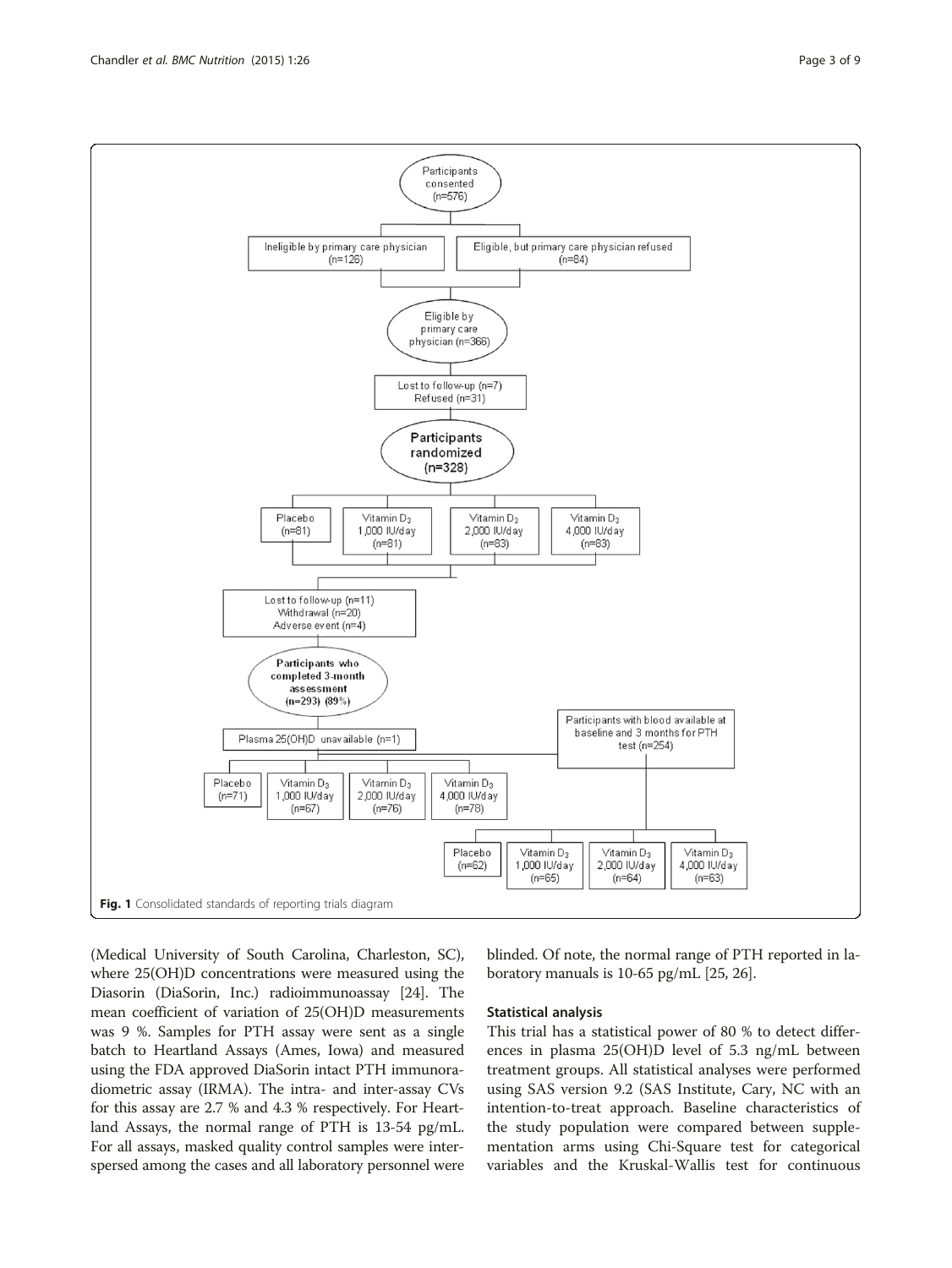Fig. 1 Consolidated standards of reporting trials diagram

(Medical University of South Carolina, Charleston, SC), where 25(OH)D concentrations were measured using the Diasorin (DiaSorin, Inc.) radioimmunoassay [24]. The mean coefficient of variation of 25(OH)D measurements was 9 %. Samples for PTH assay were sent as a single batch to Heartland Assays (Ames, Iowa) and measured using the FDA approved DiaSorin intact PTH immunoradiometric assay (IRMA). The intra- and inter-assay CVs for this assay are 2.7 % and 4.3 % respectively. For Heartland Assays, the normal range of PTH is 13-54 pg/mL. For all assays, masked quality control samples were interspersed among the cases and all laboratory personnel were blinded. Of note, the normal range of PTH reported in laboratory manuals is 10-65 pg/mL [25, 26].

### Statistical analysis

This trial has a statistical power of 80 % to detect differences in plasma 25(OH)D level of 5.3 ng/mL between treatment groups. All statistical analyses were performed using SAS version 9.2 (SAS Institute, Cary, NC with an intention-to-treat approach. Baseline characteristics of the study population were compared between supplementation arms using Chi-Square test for categorical variables and the Kruskal-Wallis test for continuous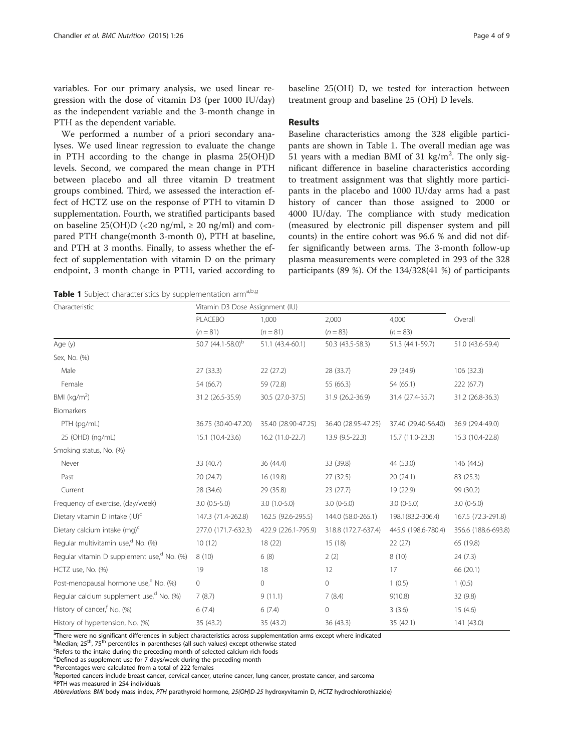variables. For our primary analysis, we used linear regression with the dose of vitamin D3 (per 1000 IU/day) as the independent variable and the 3-month change in PTH as the dependent variable.

We performed a number of a priori secondary analyses. We used linear regression to evaluate the change in PTH according to the change in plasma 25(OH)D levels. Second, we compared the mean change in PTH between placebo and all three vitamin D treatment groups combined. Third, we assessed the interaction effect of HCTZ use on the response of PTH to vitamin D supplementation. Fourth, we stratified participants based on baseline 25(OH)D (<20 ng/ml, ≥ 20 ng/ml) and compared PTH change(month 3-month 0), PTH at baseline, and PTH at 3 months. Finally, to assess whether the effect of supplementation with vitamin D on the primary endpoint, 3 month change in PTH, varied according to baseline 25(OH) D, we tested for interaction between treatment group and baseline 25 (OH) D levels.

## Results

Baseline characteristics among the 328 eligible participants are shown in Table 1. The overall median age was 51 years with a median BMI of 31 kg/m$^2$. The only significant difference in baseline characteristics according to treatment assignment was that slightly more participants in the placebo and 1000 IU/day arms had a past history of cancer than those assigned to 2000 or 4000 IU/day. The compliance with study medication (measured by electronic pill dispenser system and pill counts) in the entire cohort was 96.6 % and did not differ significantly between arms. The 3-month follow-up plasma measurements were completed in 293 of the 328 participants (89 %). Of the 134/328(41 %) of participants

**Table 1** Subject characteristics by supplementation arm[a,b,g]

| Characteristic | Vitamin D3 Dose Assignment (IU) | | | | |
|---|---|---|---|---|---|
| | PLACEBO | 1,000 | 2,000 | 4,000 | Overall |
| | ($n$ = 81) | ($n$ = 81) | ($n$ = 83) | ($n$ = 83) | |
| Age (y) | 50.7 (44.1-58.0)[b] | 51.1 (43.4-60.1) | 50.3 (43.5-58.3) | 51.3 (44.1-59.7) | 51.0 (43.6-59.4) |
| Sex, No. (%) | | | | | |
| Male | 27 (33.3) | 22 (27.2) | 28 (33.7) | 29 (34.9) | 106 (32.3) |
| Female | 54 (66.7) | 59 (72.8) | 55 (66.3) | 54 (65.1) | 222 (67.7) |
| BMI (kg/m$^2$) | 31.2 (26.5-35.9) | 30.5 (27.0-37.5) | 31.9 (26.2-36.9) | 31.4 (27.4-35.7) | 31.2 (26.8-36.3) |
| Biomarkers | | | | | |
| PTH (pg/mL) | 36.75 (30.40-47.20) | 35.40 (28.90-47.25) | 36.40 (28.95-47.25) | 37.40 (29.40-56.40) | 36.9 (29.4-49.0) |
| 25 (OHD) (ng/mL) | 15.1 (10.4-23.6) | 16.2 (11.0-22.7) | 13.9 (9.5-22.3) | 15.7 (11.0-23.3) | 15.3 (10.4-22.8) |
| Smoking status, No. (%) | | | | | |
| Never | 33 (40.7) | 36 (44.4) | 33 (39.8) | 44 (53.0) | 146 (44.5) |
| Past | 20 (24.7) | 16 (19.8) | 27 (32.5) | 20 (24.1) | 83 (25.3) |
| Current | 28 (34.6) | 29 (35.8) | 23 (27.7) | 19 (22.9) | 99 (30.2) |
| Frequency of exercise, (day/week) | 3.0 (0.5-5.0) | 3.0 (1.0-5.0) | 3.0 (0-5.0) | 3.0 (0-5.0) | 3.0 (0-5.0) |
| Dietary vitamin D intake (IU)[c] | 147.3 (71.4-262.8) | 162.5 (92.6-295.5) | 144.0 (58.0-265.1) | 198.1(83.2-306.4) | 167.5 (72.3-291.8) |
| Dietary calcium intake (mg)[c] | 277.0 (171.7-632.3) | 422.9 (226.1-795.9) | 318.8 (172.7-637.4) | 445.9 (198.6-780.4) | 356.6 (188.6-693.8) |
| Regular multivitamin use,[d] No. (%) | 10 (12) | 18 (22) | 15 (18) | 22 (27) | 65 (19.8) |
| Regular vitamin D supplement use,[d] No. (%) | 8 (10) | 6 (8) | 2 (2) | 8 (10) | 24 (7.3) |
| HCTZ use, No. (%) | 19 | 18 | 12 | 17 | 66 (20.1) |
| Post-menopausal hormone use,[e] No. (%) | 0 | 0 | 0 | 1 (0.5) | 1 (0.5) |
| Regular calcium supplement use,[d] No. (%) | 7 (8.7) | 9 (11.1) | 7 (8.4) | 9(10.8) | 32 (9.8) |
| History of cancer,[f] No. (%) | 6 (7.4) | 6 (7.4) | 0 | 3 (3.6) | 15 (4.6) |
| History of hypertension, No. (%) | 35 (43.2) | 35 (43.2) | 36 (43.3) | 35 (42.1) | 141 (43.0) |

[a]There were no significant differences in subject characteristics across supplementation arms except where indicated
[b]Median; 25[th], 75[th] percentiles in parentheses (all such values) except otherwise stated
[c]Refers to the intake during the preceding month of selected calcium-rich foods
[d]Defined as supplement use for 7 days/week during the preceding month
[e]Percentages were calculated from a total of 222 females
[f]Reported cancers include breast cancer, cervical cancer, uterine cancer, lung cancer, prostate cancer, and sarcoma
[g]PTH was measured in 254 individuals
*Abbreviations*: *BMI* body mass index, *PTH* parathyroid hormone, *25(OH)D-25* hydroxyvitamin D, *HCTZ* hydrochlorothiazide)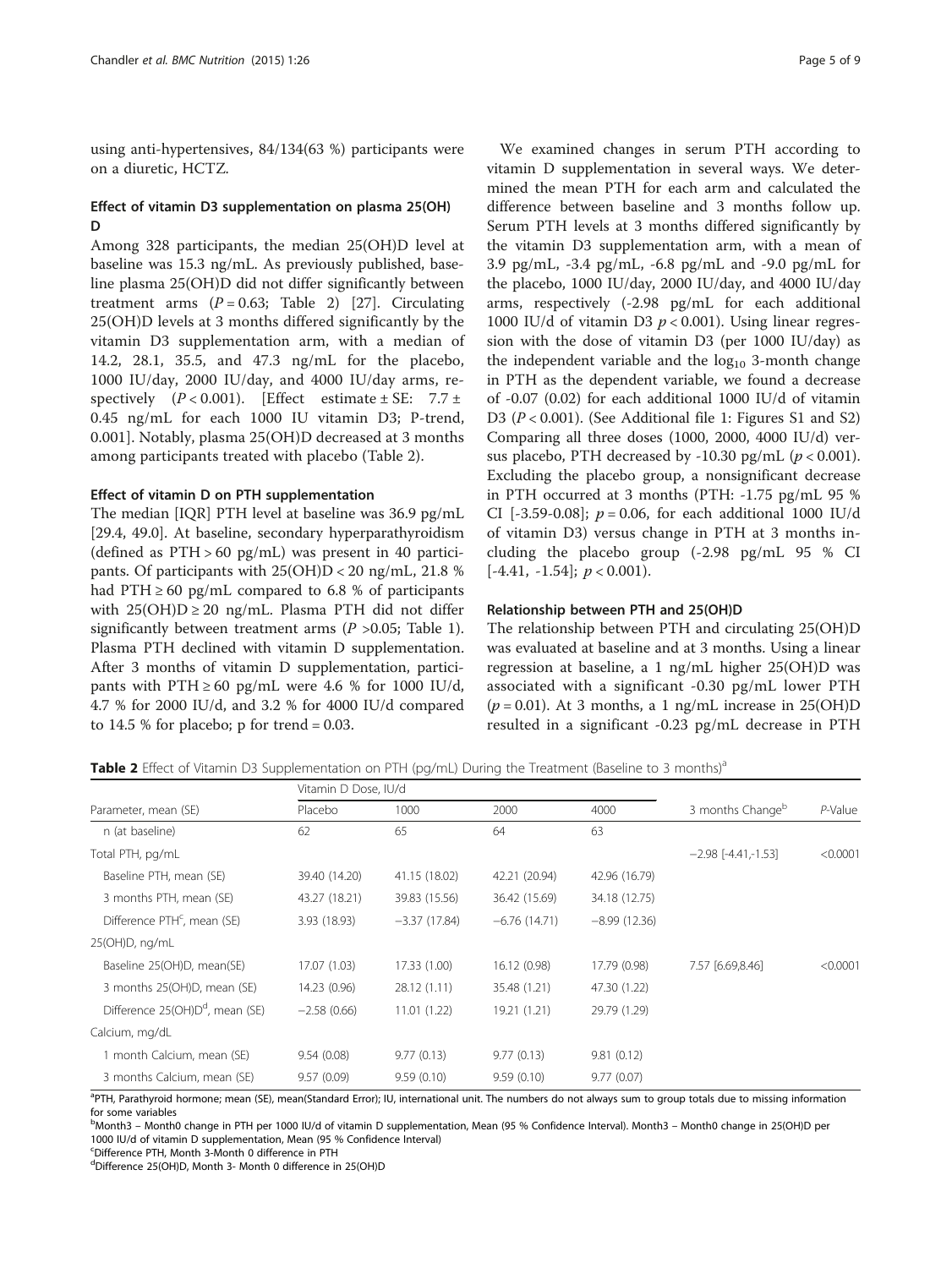using anti-hypertensives, 84/134(63 %) participants were on a diuretic, HCTZ.

### Effect of vitamin D3 supplementation on plasma 25(OH) D

Among 328 participants, the median 25(OH)D level at baseline was 15.3 ng/mL. As previously published, baseline plasma 25(OH)D did not differ significantly between treatment arms ($P = 0.63$; Table 2) [27]. Circulating 25(OH)D levels at 3 months differed significantly by the vitamin D3 supplementation arm, with a median of 14.2, 28.1, 35.5, and 47.3 ng/mL for the placebo, 1000 IU/day, 2000 IU/day, and 4000 IU/day arms, respectively ($P < 0.001$). [Effect estimate ± SE: 7.7 ± 0.45 ng/mL for each 1000 IU vitamin D3; P-trend, 0.001]. Notably, plasma 25(OH)D decreased at 3 months among participants treated with placebo (Table 2).

### Effect of vitamin D on PTH supplementation

The median [IQR] PTH level at baseline was 36.9 pg/mL [29.4, 49.0]. At baseline, secondary hyperparathyroidism (defined as PTH > 60 pg/mL) was present in 40 participants. Of participants with 25(OH)D < 20 ng/mL, 21.8 % had PTH ≥ 60 pg/mL compared to 6.8 % of participants with 25(OH)D ≥ 20 ng/mL. Plasma PTH did not differ significantly between treatment arms ($P$ >0.05; Table 1). Plasma PTH declined with vitamin D supplementation. After 3 months of vitamin D supplementation, participants with PTH ≥ 60 pg/mL were 4.6 % for 1000 IU/d, 4.7 % for 2000 IU/d, and 3.2 % for 4000 IU/d compared to 14.5 % for placebo; p for trend = 0.03.

We examined changes in serum PTH according to vitamin D supplementation in several ways. We determined the mean PTH for each arm and calculated the difference between baseline and 3 months follow up. Serum PTH levels at 3 months differed significantly by the vitamin D3 supplementation arm, with a mean of 3.9 pg/mL, -3.4 pg/mL, -6.8 pg/mL and -9.0 pg/mL for the placebo, 1000 IU/day, 2000 IU/day, and 4000 IU/day arms, respectively (-2.98 pg/mL for each additional 1000 IU/d of vitamin D3 $p < 0.001$). Using linear regression with the dose of vitamin D3 (per 1000 IU/day) as the independent variable and the $\log_{10}$ 3-month change in PTH as the dependent variable, we found a decrease of -0.07 (0.02) for each additional 1000 IU/d of vitamin D3 ($P < 0.001$). (See Additional file 1: Figures S1 and S2) Comparing all three doses (1000, 2000, 4000 IU/d) versus placebo, PTH decreased by -10.30 pg/mL ($p < 0.001$). Excluding the placebo group, a nonsignificant decrease in PTH occurred at 3 months (PTH: -1.75 pg/mL 95 % CI [-3.59-0.08]; $p = 0.06$, for each additional 1000 IU/d of vitamin D3) versus change in PTH at 3 months including the placebo group (-2.98 pg/mL 95 % CI [-4.41, -1.54]; $p < 0.001$).

### Relationship between PTH and 25(OH)D

The relationship between PTH and circulating 25(OH)D was evaluated at baseline and at 3 months. Using a linear regression at baseline, a 1 ng/mL higher 25(OH)D was associated with a significant -0.30 pg/mL lower PTH ($p = 0.01$). At 3 months, a 1 ng/mL increase in 25(OH)D resulted in a significant -0.23 pg/mL decrease in PTH

**Table 2** Effect of Vitamin D3 Supplementation on PTH (pg/mL) During the Treatment (Baseline to 3 months)[a]

| Parameter, mean (SE) | Vitamin D Dose, IU/d | | | | 3 months Change[b] | P-Value |
|---|---|---|---|---|---|---|
| | Placebo | 1000 | 2000 | 4000 | | |
| n (at baseline) | 62 | 65 | 64 | 63 | | |
| Total PTH, pg/mL | | | | | −2.98 [-4.41,-1.53] | <0.0001 |
| Baseline PTH, mean (SE) | 39.40 (14.20) | 41.15 (18.02) | 42.21 (20.94) | 42.96 (16.79) | | |
| 3 months PTH, mean (SE) | 43.27 (18.21) | 39.83 (15.56) | 36.42 (15.69) | 34.18 (12.75) | | |
| Difference PTH[c], mean (SE) | 3.93 (18.93) | −3.37 (17.84) | −6.76 (14.71) | −8.99 (12.36) | | |
| 25(OH)D, ng/mL | | | | | | |
| Baseline 25(OH)D, mean(SE) | 17.07 (1.03) | 17.33 (1.00) | 16.12 (0.98) | 17.79 (0.98) | 7.57 [6.69,8.46] | <0.0001 |
| 3 months 25(OH)D, mean (SE) | 14.23 (0.96) | 28.12 (1.11) | 35.48 (1.21) | 47.30 (1.22) | | |
| Difference 25(OH)D[d], mean (SE) | −2.58 (0.66) | 11.01 (1.22) | 19.21 (1.21) | 29.79 (1.29) | | |
| Calcium, mg/dL | | | | | | |
| 1 month Calcium, mean (SE) | 9.54 (0.08) | 9.77 (0.13) | 9.77 (0.13) | 9.81 (0.12) | | |
| 3 months Calcium, mean (SE) | 9.57 (0.09) | 9.59 (0.10) | 9.59 (0.10) | 9.77 (0.07) | | |

[a]PTH, Parathyroid hormone; mean (SE), mean(Standard Error); IU, international unit. The numbers do not always sum to group totals due to missing information for some variables

[b]Month3 – Month0 change in PTH per 1000 IU/d of vitamin D supplementation, Mean (95 % Confidence Interval). Month3 – Month0 change in 25(OH)D per 1000 IU/d of vitamin D supplementation, Mean (95 % Confidence Interval)

[c]Difference PTH, Month 3-Month 0 difference in PTH

[d]Difference 25(OH)D, Month 3- Month 0 difference in 25(OH)D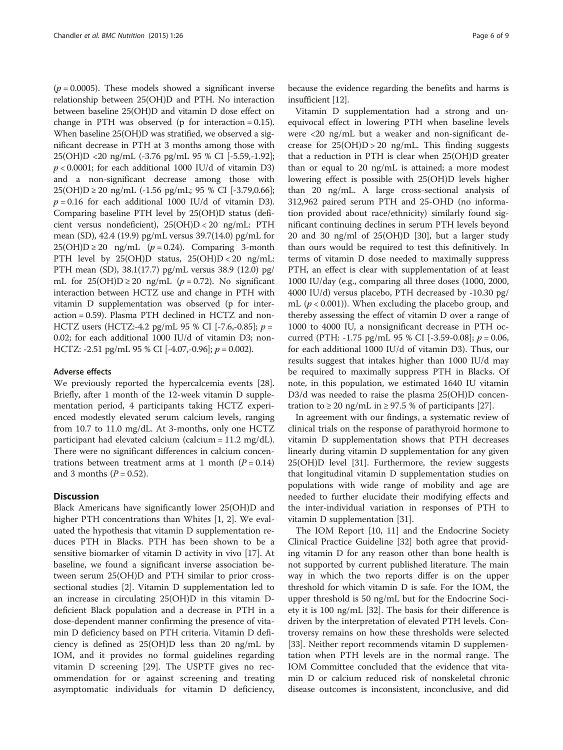($p = 0.0005$). These models showed a significant inverse relationship between 25(OH)D and PTH. No interaction between baseline 25(OH)D and vitamin D dose effect on change in PTH was observed (p for interaction = 0.15). When baseline 25(OH)D was stratified, we observed a significant decrease in PTH at 3 months among those with 25(OH)D <20 ng/mL (-3.76 pg/mL 95 % CI [-5.59,-1.92]; $p < 0.0001$; for each additional 1000 IU/d of vitamin D3) and a non-significant decrease among those with 25(OH)D ≥ 20 ng/mL (-1.56 pg/mL; 95 % CI [-3.79,0.66]; $p = 0.16$ for each additional 1000 IU/d of vitamin D3). Comparing baseline PTH level by 25(OH)D status (deficient versus nondeficient), 25(OH)D < 20 ng/mL: PTH mean (SD), 42.4 (19.9) pg/mL versus 39.7(14.0) pg/mL for 25(OH)D ≥ 20 ng/mL ($p = 0.24$). Comparing 3-month PTH level by 25(OH)D status, 25(OH)D < 20 ng/mL: PTH mean (SD), 38.1(17.7) pg/mL versus 38.9 (12.0) pg/mL for 25(OH)D ≥ 20 ng/mL ($p = 0.72$). No significant interaction between HCTZ use and change in PTH with vitamin D supplementation was observed (p for interaction = 0.59). Plasma PTH declined in HCTZ and non-HCTZ users (HCTZ:-4.2 pg/mL 95 % CI [-7.6,-0.85]; $p = 0.02$; for each additional 1000 IU/d of vitamin D3; non-HCTZ: -2.51 pg/mL 95 % CI [-4.07,-0.96]; $p = 0.002$).

#### Adverse effects

We previously reported the hypercalcemia events [28]. Briefly, after 1 month of the 12-week vitamin D supplementation period, 4 participants taking HCTZ experienced modestly elevated serum calcium levels, ranging from 10.7 to 11.0 mg/dL. At 3-months, only one HCTZ participant had elevated calcium (calcium = 11.2 mg/dL). There were no significant differences in calcium concentrations between treatment arms at 1 month ($P = 0.14$) and 3 months ($P = 0.52$).

## Discussion

Black Americans have significantly lower 25(OH)D and higher PTH concentrations than Whites [1, 2]. We evaluated the hypothesis that vitamin D supplementation reduces PTH in Blacks. PTH has been shown to be a sensitive biomarker of vitamin D activity in vivo [17]. At baseline, we found a significant inverse association between serum 25(OH)D and PTH similar to prior cross-sectional studies [2]. Vitamin D supplementation led to an increase in circulating 25(OH)D in this vitamin D-deficient Black population and a decrease in PTH in a dose-dependent manner confirming the presence of vitamin D deficiency based on PTH criteria. Vitamin D deficiency is defined as 25(OH)D less than 20 ng/mL by IOM, and it provides no formal guidelines regarding vitamin D screening [29]. The USPTF gives no recommendation for or against screening and treating asymptomatic individuals for vitamin D deficiency, because the evidence regarding the benefits and harms is insufficient [12].

Vitamin D supplementation had a strong and unequivocal effect in lowering PTH when baseline levels were <20 ng/mL but a weaker and non-significant decrease for 25(OH)D > 20 ng/mL. This finding suggests that a reduction in PTH is clear when 25(OH)D greater than or equal to 20 ng/mL is attained; a more modest lowering effect is possible with 25(OH)D levels higher than 20 ng/mL. A large cross-sectional analysis of 312,962 paired serum PTH and 25-OHD (no information provided about race/ethnicity) similarly found significant continuing declines in serum PTH levels beyond 20 and 30 ng/ml of 25(OH)D [30], but a larger study than ours would be required to test this definitively. In terms of vitamin D dose needed to maximally suppress PTH, an effect is clear with supplementation of at least 1000 IU/day (e.g., comparing all three doses (1000, 2000, 4000 IU/d) versus placebo, PTH decreased by -10.30 pg/mL ($p < 0.001$)). When excluding the placebo group, and thereby assessing the effect of vitamin D over a range of 1000 to 4000 IU, a nonsignificant decrease in PTH occurred (PTH: -1.75 pg/mL 95 % CI [-3.59-0.08]; $p = 0.06$, for each additional 1000 IU/d of vitamin D3). Thus, our results suggest that intakes higher than 1000 IU/d may be required to maximally suppress PTH in Blacks. Of note, in this population, we estimated 1640 IU vitamin D3/d was needed to raise the plasma 25(OH)D concentration to ≥ 20 ng/mL in ≥ 97.5 % of participants [27].

In agreement with our findings, a systematic review of clinical trials on the response of parathyroid hormone to vitamin D supplementation shows that PTH decreases linearly during vitamin D supplementation for any given 25(OH)D level [31]. Furthermore, the review suggests that longitudinal vitamin D supplementation studies on populations with wide range of mobility and age are needed to further elucidate their modifying effects and the inter-individual variation in responses of PTH to vitamin D supplementation [31].

The IOM Report [10, 11] and the Endocrine Society Clinical Practice Guideline [32] both agree that providing vitamin D for any reason other than bone health is not supported by current published literature. The main way in which the two reports differ is on the upper threshold for which vitamin D is safe. For the IOM, the upper threshold is 50 ng/mL but for the Endocrine Society it is 100 ng/mL [32]. The basis for their difference is driven by the interpretation of elevated PTH levels. Controversy remains on how these thresholds were selected [33]. Neither report recommends vitamin D supplementation when PTH levels are in the normal range. The IOM Committee concluded that the evidence that vitamin D or calcium reduced risk of nonskeletal chronic disease outcomes is inconsistent, inconclusive, and did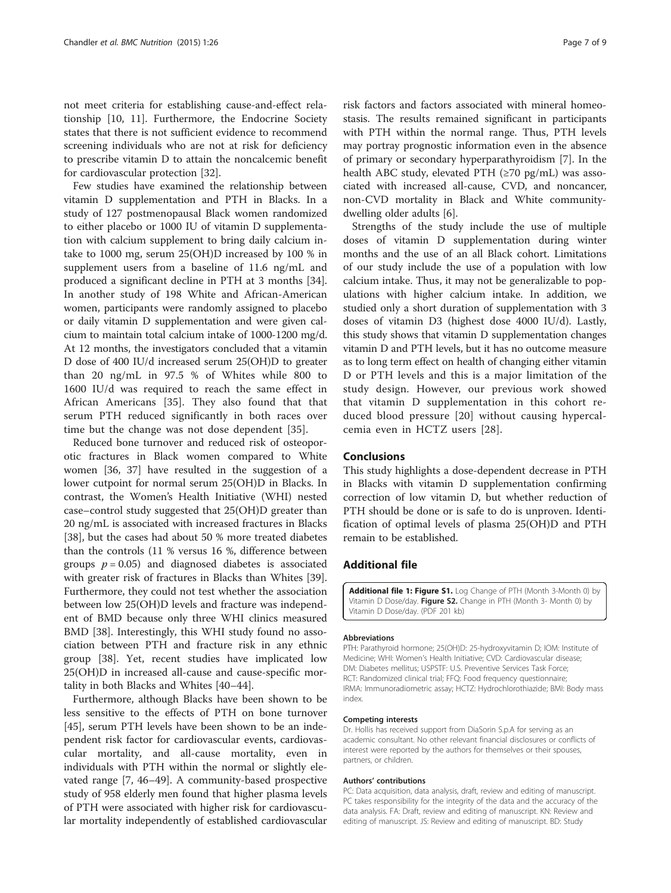not meet criteria for establishing cause-and-effect relationship [10, 11]. Furthermore, the Endocrine Society states that there is not sufficient evidence to recommend screening individuals who are not at risk for deficiency to prescribe vitamin D to attain the noncalcemic benefit for cardiovascular protection [32].

Few studies have examined the relationship between vitamin D supplementation and PTH in Blacks. In a study of 127 postmenopausal Black women randomized to either placebo or 1000 IU of vitamin D supplementation with calcium supplement to bring daily calcium intake to 1000 mg, serum 25(OH)D increased by 100 % in supplement users from a baseline of 11.6 ng/mL and produced a significant decline in PTH at 3 months [34]. In another study of 198 White and African-American women, participants were randomly assigned to placebo or daily vitamin D supplementation and were given calcium to maintain total calcium intake of 1000-1200 mg/d. At 12 months, the investigators concluded that a vitamin D dose of 400 IU/d increased serum 25(OH)D to greater than 20 ng/mL in 97.5 % of Whites while 800 to 1600 IU/d was required to reach the same effect in African Americans [35]. They also found that that serum PTH reduced significantly in both races over time but the change was not dose dependent [35].

Reduced bone turnover and reduced risk of osteoporotic fractures in Black women compared to White women [36, 37] have resulted in the suggestion of a lower cutpoint for normal serum 25(OH)D in Blacks. In contrast, the Women's Health Initiative (WHI) nested case–control study suggested that 25(OH)D greater than 20 ng/mL is associated with increased fractures in Blacks [38], but the cases had about 50 % more treated diabetes than the controls (11 % versus 16 %, difference between groups $p = 0.05$) and diagnosed diabetes is associated with greater risk of fractures in Blacks than Whites [39]. Furthermore, they could not test whether the association between low 25(OH)D levels and fracture was independent of BMD because only three WHI clinics measured BMD [38]. Interestingly, this WHI study found no association between PTH and fracture risk in any ethnic group [38]. Yet, recent studies have implicated low 25(OH)D in increased all-cause and cause-specific mortality in both Blacks and Whites [40–44].

Furthermore, although Blacks have been shown to be less sensitive to the effects of PTH on bone turnover [45], serum PTH levels have been shown to be an independent risk factor for cardiovascular events, cardiovascular mortality, and all-cause mortality, even in individuals with PTH within the normal or slightly elevated range [7, 46–49]. A community-based prospective study of 958 elderly men found that higher plasma levels of PTH were associated with higher risk for cardiovascular mortality independently of established cardiovascular risk factors and factors associated with mineral homeostasis. The results remained significant in participants with PTH within the normal range. Thus, PTH levels may portray prognostic information even in the absence of primary or secondary hyperparathyroidism [7]. In the health ABC study, elevated PTH (≥70 pg/mL) was associated with increased all-cause, CVD, and noncancer, non-CVD mortality in Black and White community-dwelling older adults [6].

Strengths of the study include the use of multiple doses of vitamin D supplementation during winter months and the use of an all Black cohort. Limitations of our study include the use of a population with low calcium intake. Thus, it may not be generalizable to populations with higher calcium intake. In addition, we studied only a short duration of supplementation with 3 doses of vitamin D3 (highest dose 4000 IU/d). Lastly, this study shows that vitamin D supplementation changes vitamin D and PTH levels, but it has no outcome measure as to long term effect on health of changing either vitamin D or PTH levels and this is a major limitation of the study design. However, our previous work showed that vitamin D supplementation in this cohort reduced blood pressure [20] without causing hypercalcemia even in HCTZ users [28].

## Conclusions

This study highlights a dose-dependent decrease in PTH in Blacks with vitamin D supplementation confirming correction of low vitamin D, but whether reduction of PTH should be done or is safe to do is unproven. Identification of optimal levels of plasma 25(OH)D and PTH remain to be established.

## Additional file

**Additional file 1: Figure S1.** Log Change of PTH (Month 3-Month 0) by Vitamin D Dose/day. **Figure S2.** Change in PTH (Month 3- Month 0) by Vitamin D Dose/day. (PDF 201 kb)

#### Abbreviations

PTH: Parathyroid hormone; 25(OH)D: 25-hydroxyvitamin D; IOM: Institute of Medicine; WHI: Women's Health Initiative; CVD: Cardiovascular disease; DM: Diabetes mellitus; USPSTF: U.S. Preventive Services Task Force; RCT: Randomized clinical trial; FFQ: Food frequency questionnaire; IRMA: Immunoradiometric assay; HCTZ: Hydrochlorothiazide; BMI: Body mass index.

#### Competing interests

Dr. Hollis has received support from DiaSorin S.p.A for serving as an academic consultant. No other relevant financial disclosures or conflicts of interest were reported by the authors for themselves or their spouses, partners, or children.

#### Authors' contributions

PC: Data acquisition, data analysis, draft, review and editing of manuscript. PC takes responsibility for the integrity of the data and the accuracy of the data analysis. FA: Draft, review and editing of manuscript. KN: Review and editing of manuscript. JS: Review and editing of manuscript. BD: Study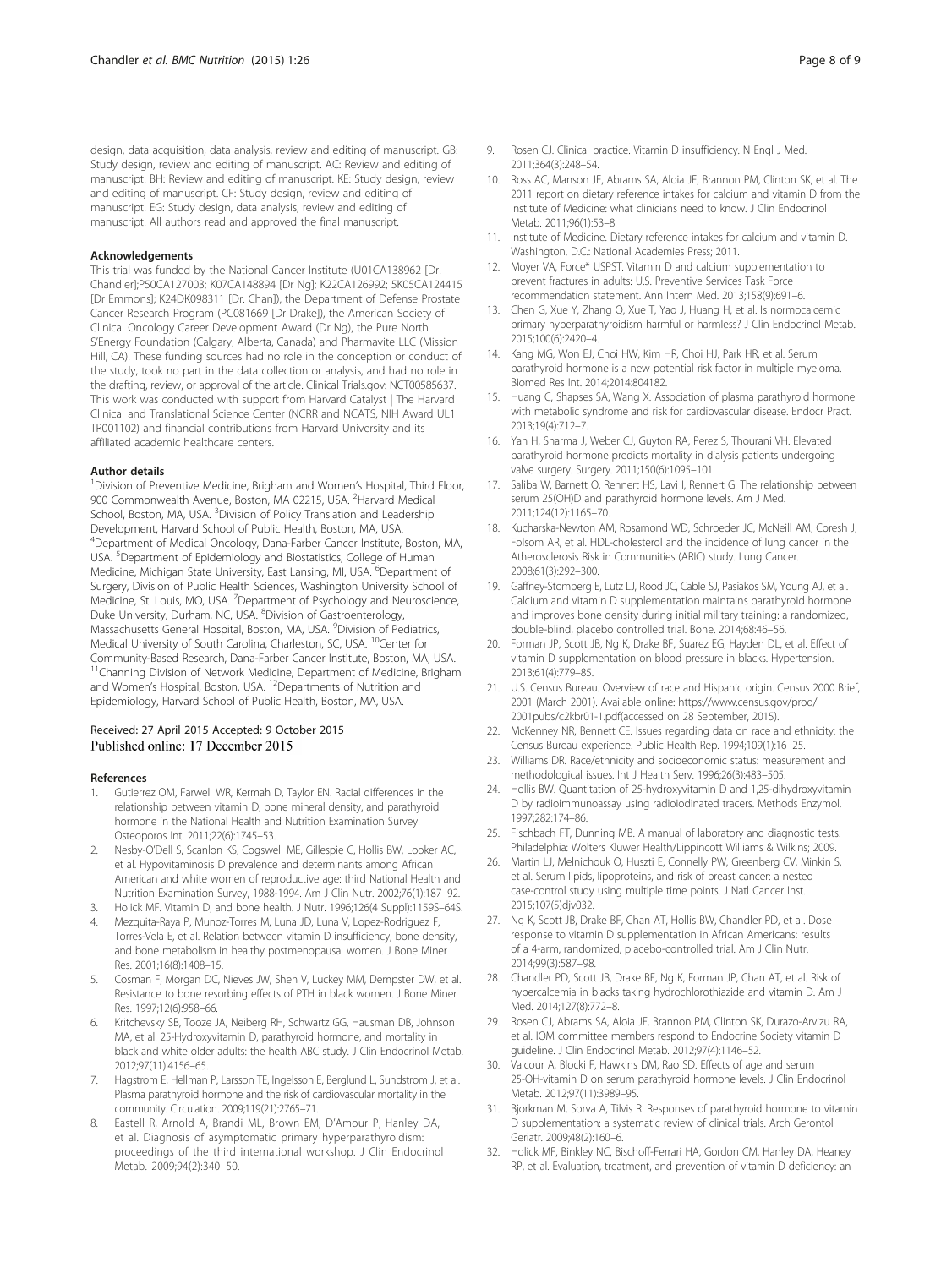design, data acquisition, data analysis, review and editing of manuscript. GB: Study design, review and editing of manuscript. AC: Review and editing of manuscript. BH: Review and editing of manuscript. KE: Study design, review and editing of manuscript. CF: Study design, review and editing of manuscript. EG: Study design, data analysis, review and editing of manuscript. All authors read and approved the final manuscript.

#### Acknowledgements

This trial was funded by the National Cancer Institute (U01CA138962 [Dr. Chandler];P50CA127003; K07CA148894 [Dr Ng]; K22CA126992; 5K05CA124415 [Dr Emmons]; K24DK098311 [Dr. Chan]), the Department of Defense Prostate Cancer Research Program (PC081669 [Dr Drake]), the American Society of Clinical Oncology Career Development Award (Dr Ng), the Pure North S'Energy Foundation (Calgary, Alberta, Canada) and Pharmavite LLC (Mission Hill, CA). These funding sources had no role in the conception or conduct of the study, took no part in the data collection or analysis, and had no role in the drafting, review, or approval of the article. Clinical Trials.gov: NCT00585637. This work was conducted with support from Harvard Catalyst | The Harvard Clinical and Translational Science Center (NCRR and NCATS, NIH Award UL1 TR001102) and financial contributions from Harvard University and its affiliated academic healthcare centers.

#### Author details

[1]Division of Preventive Medicine, Brigham and Women's Hospital, Third Floor, 900 Commonwealth Avenue, Boston, MA 02215, USA. [2]Harvard Medical School, Boston, MA, USA. [3]Division of Policy Translation and Leadership Development, Harvard School of Public Health, Boston, MA, USA. [4]Department of Medical Oncology, Dana-Farber Cancer Institute, Boston, MA, USA. [5]Department of Epidemiology and Biostatistics, College of Human Medicine, Michigan State University, East Lansing, MI, USA. [6]Department of Surgery, Division of Public Health Sciences, Washington University School of Medicine, St. Louis, MO, USA. [7]Department of Psychology and Neuroscience, Duke University, Durham, NC, USA. [8]Division of Gastroenterology, Massachusetts General Hospital, Boston, MA, USA. [9]Division of Pediatrics, Medical University of South Carolina, Charleston, SC, USA. [10]Center for Community-Based Research, Dana-Farber Cancer Institute, Boston, MA, USA. [11]Channing Division of Network Medicine, Department of Medicine, Brigham and Women's Hospital, Boston, USA. [12]Departments of Nutrition and Epidemiology, Harvard School of Public Health, Boston, MA, USA.

Received: 27 April 2015 Accepted: 9 October 2015
Published online: 17 December 2015

#### References

1. Gutierrez OM, Farwell WR, Kermah D, Taylor EN. Racial differences in the relationship between vitamin D, bone mineral density, and parathyroid hormone in the National Health and Nutrition Examination Survey. Osteoporos Int. 2011;22(6):1745–53.
2. Nesby-O'Dell S, Scanlon KS, Cogswell ME, Gillespie C, Hollis BW, Looker AC, et al. Hypovitaminosis D prevalence and determinants among African American and white women of reproductive age: third National Health and Nutrition Examination Survey, 1988-1994. Am J Clin Nutr. 2002;76(1):187–92.
3. Holick MF. Vitamin D, and bone health. J Nutr. 1996;126(4 Suppl):1159S–64S.
4. Mezquita-Raya P, Munoz-Torres M, Luna JD, Luna V, Lopez-Rodriguez F, Torres-Vela E, et al. Relation between vitamin D insufficiency, bone density, and bone metabolism in healthy postmenopausal women. J Bone Miner Res. 2001;16(8):1408–15.
5. Cosman F, Morgan DC, Nieves JW, Shen V, Luckey MM, Dempster DW, et al. Resistance to bone resorbing effects of PTH in black women. J Bone Miner Res. 1997;12(6):958–66.
6. Kritchevsky SB, Tooze JA, Neiberg RH, Schwartz GG, Hausman DB, Johnson MA, et al. 25-Hydroxyvitamin D, parathyroid hormone, and mortality in black and white older adults: the health ABC study. J Clin Endocrinol Metab. 2012;97(11):4156–65.
7. Hagstrom E, Hellman P, Larsson TE, Ingelsson E, Berglund L, Sundstrom J, et al. Plasma parathyroid hormone and the risk of cardiovascular mortality in the community. Circulation. 2009;119(21):2765–71.
8. Eastell R, Arnold A, Brandi ML, Brown EM, D'Amour P, Hanley DA, et al. Diagnosis of asymptomatic primary hyperparathyroidism: proceedings of the third international workshop. J Clin Endocrinol Metab. 2009;94(2):340–50.
9. Rosen CJ. Clinical practice. Vitamin D insufficiency. N Engl J Med. 2011;364(3):248–54.
10. Ross AC, Manson JE, Abrams SA, Aloia JF, Brannon PM, Clinton SK, et al. The 2011 report on dietary reference intakes for calcium and vitamin D from the Institute of Medicine: what clinicians need to know. J Clin Endocrinol Metab. 2011;96(1):53–8.
11. Institute of Medicine. Dietary reference intakes for calcium and vitamin D. Washington, D.C.: National Academies Press; 2011.
12. Moyer VA, Force* USPST. Vitamin D and calcium supplementation to prevent fractures in adults: U.S. Preventive Services Task Force recommendation statement. Ann Intern Med. 2013;158(9):691–6.
13. Chen G, Xue Y, Zhang Q, Xue T, Yao J, Huang H, et al. Is normocalcemic primary hyperparathyroidism harmful or harmless? J Clin Endocrinol Metab. 2015;100(6):2420–4.
14. Kang MG, Won EJ, Choi HW, Kim HR, Choi HJ, Park HR, et al. Serum parathyroid hormone is a new potential risk factor in multiple myeloma. Biomed Res Int. 2014;2014:804182.
15. Huang C, Shapses SA, Wang X. Association of plasma parathyroid hormone with metabolic syndrome and risk for cardiovascular disease. Endocr Pract. 2013;19(4):712–7.
16. Yan H, Sharma J, Weber CJ, Guyton RA, Perez S, Thourani VH. Elevated parathyroid hormone predicts mortality in dialysis patients undergoing valve surgery. Surgery. 2011;150(6):1095–101.
17. Saliba W, Barnett O, Rennert HS, Lavi I, Rennert G. The relationship between serum 25(OH)D and parathyroid hormone levels. Am J Med. 2011;124(12):1165–70.
18. Kucharska-Newton AM, Rosamond WD, Schroeder JC, McNeill AM, Coresh J, Folsom AR, et al. HDL-cholesterol and the incidence of lung cancer in the Atherosclerosis Risk in Communities (ARIC) study. Lung Cancer. 2008;61(3):292–300.
19. Gaffney-Stomberg E, Lutz LJ, Rood JC, Cable SJ, Pasiakos SM, Young AJ, et al. Calcium and vitamin D supplementation maintains parathyroid hormone and improves bone density during initial military training: a randomized, double-blind, placebo controlled trial. Bone. 2014;68:46–56.
20. Forman JP, Scott JB, Ng K, Drake BF, Suarez EG, Hayden DL, et al. Effect of vitamin D supplementation on blood pressure in blacks. Hypertension. 2013;61(4):779–85.
21. U.S. Census Bureau. Overview of race and Hispanic origin. Census 2000 Brief, 2001 (March 2001). Available online: https://www.census.gov/prod/2001pubs/c2kbr01-1.pdf(accessed on 28 September, 2015).
22. McKenney NR, Bennett CE. Issues regarding data on race and ethnicity: the Census Bureau experience. Public Health Rep. 1994;109(1):16–25.
23. Williams DR. Race/ethnicity and socioeconomic status: measurement and methodological issues. Int J Health Serv. 1996;26(3):483–505.
24. Hollis BW. Quantitation of 25-hydroxyvitamin D and 1,25-dihydroxyvitamin D by radioimmunoassay using radioiodinated tracers. Methods Enzymol. 1997;282:174–86.
25. Fischbach FT, Dunning MB. A manual of laboratory and diagnostic tests. Philadelphia: Wolters Kluwer Health/Lippincott Williams & Wilkins; 2009.
26. Martin LJ, Melnichouk O, Huszti E, Connelly PW, Greenberg CV, Minkin S, et al. Serum lipids, lipoproteins, and risk of breast cancer: a nested case-control study using multiple time points. J Natl Cancer Inst. 2015;107(5)djv032.
27. Ng K, Scott JB, Drake BF, Chan AT, Hollis BW, Chandler PD, et al. Dose response to vitamin D supplementation in African Americans: results of a 4-arm, randomized, placebo-controlled trial. Am J Clin Nutr. 2014;99(3):587–98.
28. Chandler PD, Scott JB, Drake BF, Ng K, Forman JP, Chan AT, et al. Risk of hypercalcemia in blacks taking hydrochlorothiazide and vitamin D. Am J Med. 2014;127(8):772–8.
29. Rosen CJ, Abrams SA, Aloia JF, Brannon PM, Clinton SK, Durazo-Arvizu RA, et al. IOM committee members respond to Endocrine Society vitamin D guideline. J Clin Endocrinol Metab. 2012;97(4):1146–52.
30. Valcour A, Blocki F, Hawkins DM, Rao SD. Effects of age and serum 25-OH-vitamin D on serum parathyroid hormone levels. J Clin Endocrinol Metab. 2012;97(11):3989–95.
31. Bjorkman M, Sorva A, Tilvis R. Responses of parathyroid hormone to vitamin D supplementation: a systematic review of clinical trials. Arch Gerontol Geriatr. 2009;48(2):160–6.
32. Holick MF, Binkley NC, Bischoff-Ferrari HA, Gordon CM, Hanley DA, Heaney RP, et al. Evaluation, treatment, and prevention of vitamin D deficiency: an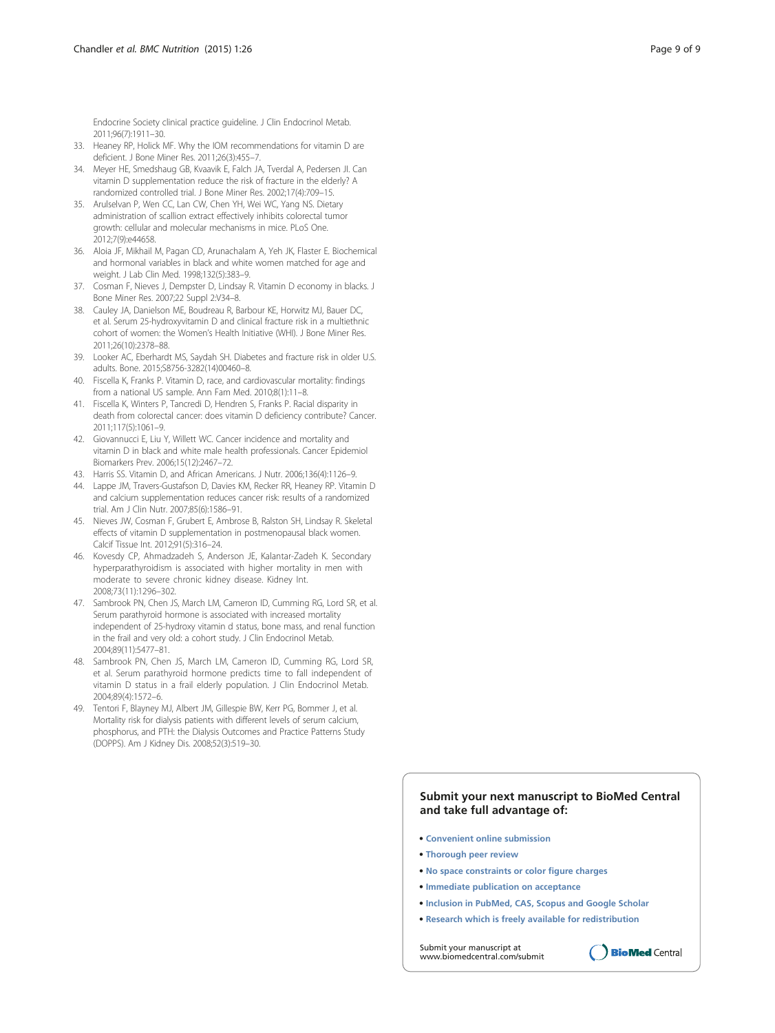Endocrine Society clinical practice guideline. J Clin Endocrinol Metab. 2011;96(7):1911–30.

33. Heaney RP, Holick MF. Why the IOM recommendations for vitamin D are deficient. J Bone Miner Res. 2011;26(3):455–7.
34. Meyer HE, Smedshaug GB, Kvaavik E, Falch JA, Tverdal A, Pedersen JI. Can vitamin D supplementation reduce the risk of fracture in the elderly? A randomized controlled trial. J Bone Miner Res. 2002;17(4):709–15.
35. Arulselvan P, Wen CC, Lan CW, Chen YH, Wei WC, Yang NS. Dietary administration of scallion extract effectively inhibits colorectal tumor growth: cellular and molecular mechanisms in mice. PLoS One. 2012;7(9):e44658.
36. Aloia JF, Mikhail M, Pagan CD, Arunachalam A, Yeh JK, Flaster E. Biochemical and hormonal variables in black and white women matched for age and weight. J Lab Clin Med. 1998;132(5):383–9.
37. Cosman F, Nieves J, Dempster D, Lindsay R. Vitamin D economy in blacks. J Bone Miner Res. 2007;22 Suppl 2:V34–8.
38. Cauley JA, Danielson ME, Boudreau R, Barbour KE, Horwitz MJ, Bauer DC, et al. Serum 25-hydroxyvitamin D and clinical fracture risk in a multiethnic cohort of women: the Women's Health Initiative (WHI). J Bone Miner Res. 2011;26(10):2378–88.
39. Looker AC, Eberhardt MS, Saydah SH. Diabetes and fracture risk in older U.S. adults. Bone. 2015;S8756-3282(14)00460–8.
40. Fiscella K, Franks P. Vitamin D, race, and cardiovascular mortality: findings from a national US sample. Ann Fam Med. 2010;8(1):11–8.
41. Fiscella K, Winters P, Tancredi D, Hendren S, Franks P. Racial disparity in death from colorectal cancer: does vitamin D deficiency contribute? Cancer. 2011;117(5):1061–9.
42. Giovannucci E, Liu Y, Willett WC. Cancer incidence and mortality and vitamin D in black and white male health professionals. Cancer Epidemiol Biomarkers Prev. 2006;15(12):2467–72.
43. Harris SS. Vitamin D, and African Americans. J Nutr. 2006;136(4):1126–9.
44. Lappe JM, Travers-Gustafson D, Davies KM, Recker RR, Heaney RP. Vitamin D and calcium supplementation reduces cancer risk: results of a randomized trial. Am J Clin Nutr. 2007;85(6):1586–91.
45. Nieves JW, Cosman F, Grubert E, Ambrose B, Ralston SH, Lindsay R. Skeletal effects of vitamin D supplementation in postmenopausal black women. Calcif Tissue Int. 2012;91(5):316–24.
46. Kovesdy CP, Ahmadzadeh S, Anderson JE, Kalantar-Zadeh K. Secondary hyperparathyroidism is associated with higher mortality in men with moderate to severe chronic kidney disease. Kidney Int. 2008;73(11):1296–302.
47. Sambrook PN, Chen JS, March LM, Cameron ID, Cumming RG, Lord SR, et al. Serum parathyroid hormone is associated with increased mortality independent of 25-hydroxy vitamin d status, bone mass, and renal function in the frail and very old: a cohort study. J Clin Endocrinol Metab. 2004;89(11):5477–81.
48. Sambrook PN, Chen JS, March LM, Cameron ID, Cumming RG, Lord SR, et al. Serum parathyroid hormone predicts time to fall independent of vitamin D status in a frail elderly population. J Clin Endocrinol Metab. 2004;89(4):1572–6.
49. Tentori F, Blayney MJ, Albert JM, Gillespie BW, Kerr PG, Bommer J, et al. Mortality risk for dialysis patients with different levels of serum calcium, phosphorus, and PTH: the Dialysis Outcomes and Practice Patterns Study (DOPPS). Am J Kidney Dis. 2008;52(3):519–30.

**Submit your next manuscript to BioMed Central and take full advantage of:**

- **Convenient online submission**
- **Thorough peer review**
- **No space constraints or color figure charges**
- **Immediate publication on acceptance**
- **Inclusion in PubMed, CAS, Scopus and Google Scholar**
- **Research which is freely available for redistribution**

Submit your manuscript at www.biomedcentral.com/submit

BioMed Central